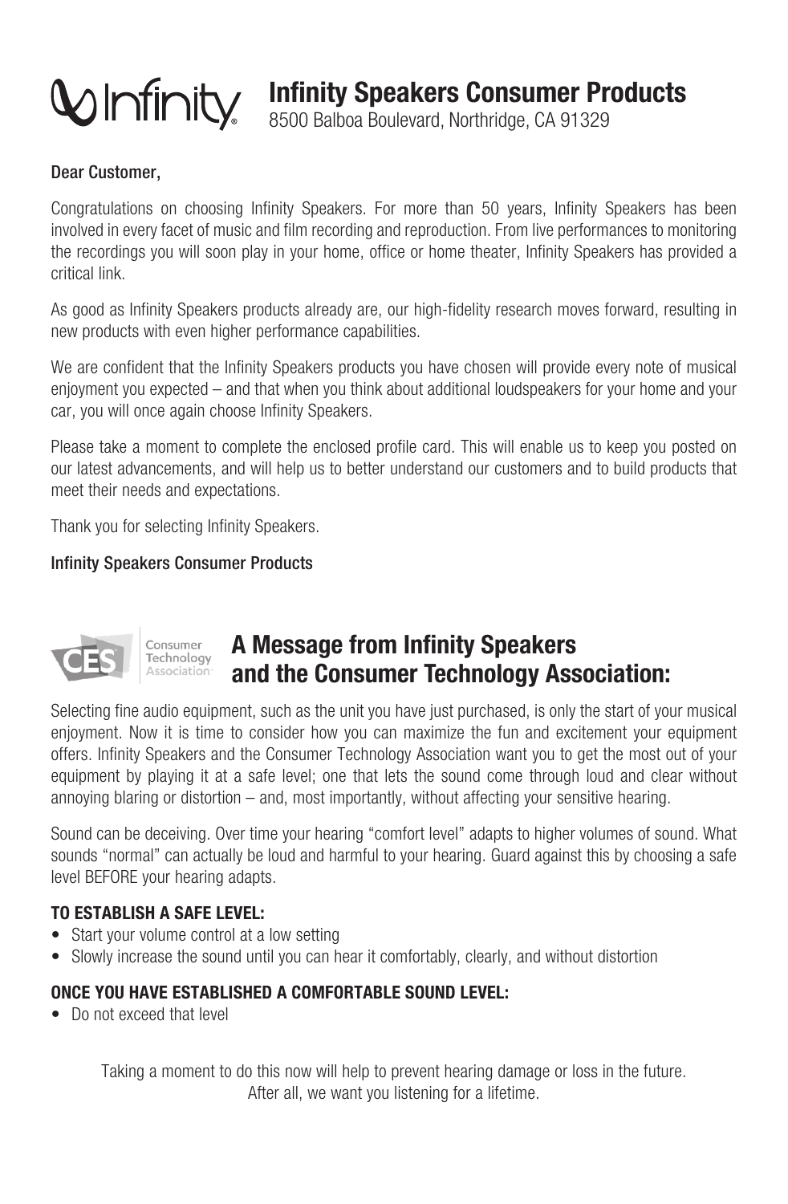# Infinity Speakers Consumer Products

8500 Balboa Boulevard, Northridge, CA 91329

**Dear Customer,**

Congratulations on choosing Infinity Speakers. For more than 50 years, Infinity Speakers has been involved in every facet of music and film recording and reproduction. From live performances to monitoring the recordings you will soon play in your home, office or home theater, Infinity Speakers has provided a critical link.

As good as Infinity Speakers products already are, our high-fidelity research moves forward, resulting in new products with even higher performance capabilities.

We are confident that the Infinity Speakers products you have chosen will provide every note of musical enjoyment you expected – and that when you think about additional loudspeakers for your home and your car, you will once again choose Infinity Speakers.

Please take a moment to complete the enclosed profile card. This will enable us to keep you posted on our latest advancements, and will help us to better understand our customers and to build products that meet their needs and expectations.

Thank you for selecting Infinity Speakers.

**Infinity Speakers Consumer Products**

## A Message from Infinity Speakers and the Consumer Technology Association:

Selecting fine audio equipment, such as the unit you have just purchased, is only the start of your musical enjoyment. Now it is time to consider how you can maximize the fun and excitement your equipment offers. Infinity Speakers and the Consumer Technology Association want you to get the most out of your equipment by playing it at a safe level; one that lets the sound come through loud and clear without annoying blaring or distortion – and, most importantly, without affecting your sensitive hearing.

Sound can be deceiving. Over time your hearing "comfort level" adapts to higher volumes of sound. What sounds "normal" can actually be loud and harmful to your hearing. Guard against this by choosing a safe level BEFORE your hearing adapts.

### TO ESTABLISH A SAFE LEVEL:

- Start your volume control at a low setting
- Slowly increase the sound until you can hear it comfortably, clearly, and without distortion

### ONCE YOU HAVE ESTABLISHED A COMFORTABLE SOUND LEVEL:

- Do not exceed that level

Taking a moment to do this now will help to prevent hearing damage or loss in the future.
After all, we want you listening for a lifetime.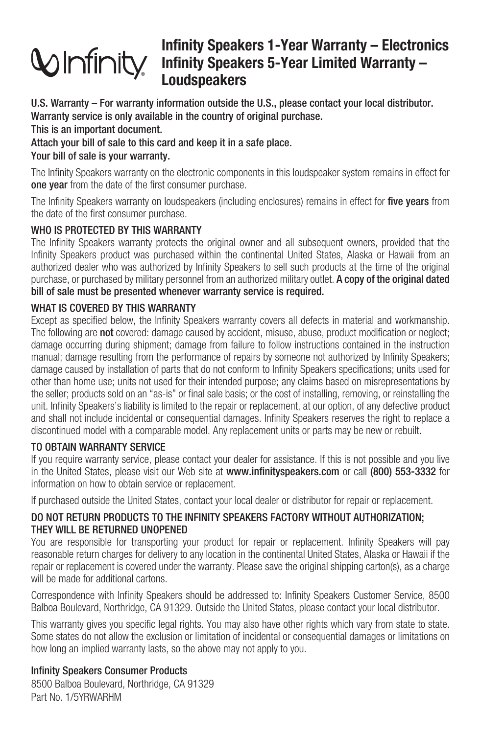# Infinity Speakers 1-Year Warranty – Electronics Infinity Speakers 5-Year Limited Warranty – Loudspeakers

**U.S. Warranty – For warranty information outside the U.S., please contact your local distributor.**
**Warranty service is only available in the country of original purchase.**
**This is an important document.**
**Attach your bill of sale to this card and keep it in a safe place.**
**Your bill of sale is your warranty.**

The Infinity Speakers warranty on the electronic components in this loudspeaker system remains in effect for **one year** from the date of the first consumer purchase.

The Infinity Speakers warranty on loudspeakers (including enclosures) remains in effect for **five years** from the date of the first consumer purchase.

## WHO IS PROTECTED BY THIS WARRANTY

The Infinity Speakers warranty protects the original owner and all subsequent owners, provided that the Infinity Speakers product was purchased within the continental United States, Alaska or Hawaii from an authorized dealer who was authorized by Infinity Speakers to sell such products at the time of the original purchase, or purchased by military personnel from an authorized military outlet. **A copy of the original dated bill of sale must be presented whenever warranty service is required.**

## WHAT IS COVERED BY THIS WARRANTY

Except as specified below, the Infinity Speakers warranty covers all defects in material and workmanship. The following are **not** covered: damage caused by accident, misuse, abuse, product modification or neglect; damage occurring during shipment; damage from failure to follow instructions contained in the instruction manual; damage resulting from the performance of repairs by someone not authorized by Infinity Speakers; damage caused by installation of parts that do not conform to Infinity Speakers specifications; units used for other than home use; units not used for their intended purpose; any claims based on misrepresentations by the seller; products sold on an "as-is" or final sale basis; or the cost of installing, removing, or reinstalling the unit. Infinity Speakers's liability is limited to the repair or replacement, at our option, of any defective product and shall not include incidental or consequential damages. Infinity Speakers reserves the right to replace a discontinued model with a comparable model. Any replacement units or parts may be new or rebuilt.

## TO OBTAIN WARRANTY SERVICE

If you require warranty service, please contact your dealer for assistance. If this is not possible and you live in the United States, please visit our Web site at **www.infinityspeakers.com** or call **(800) 553-3332** for information on how to obtain service or replacement.

If purchased outside the United States, contact your local dealer or distributor for repair or replacement.

## DO NOT RETURN PRODUCTS TO THE INFINITY SPEAKERS FACTORY WITHOUT AUTHORIZATION; THEY WILL BE RETURNED UNOPENED

You are responsible for transporting your product for repair or replacement. Infinity Speakers will pay reasonable return charges for delivery to any location in the continental United States, Alaska or Hawaii if the repair or replacement is covered under the warranty. Please save the original shipping carton(s), as a charge will be made for additional cartons.

Correspondence with Infinity Speakers should be addressed to: Infinity Speakers Customer Service, 8500 Balboa Boulevard, Northridge, CA 91329. Outside the United States, please contact your local distributor.

This warranty gives you specific legal rights. You may also have other rights which vary from state to state. Some states do not allow the exclusion or limitation of incidental or consequential damages or limitations on how long an implied warranty lasts, so the above may not apply to you.

**Infinity Speakers Consumer Products**
8500 Balboa Boulevard, Northridge, CA 91329
Part No. 1/5YRWARHM